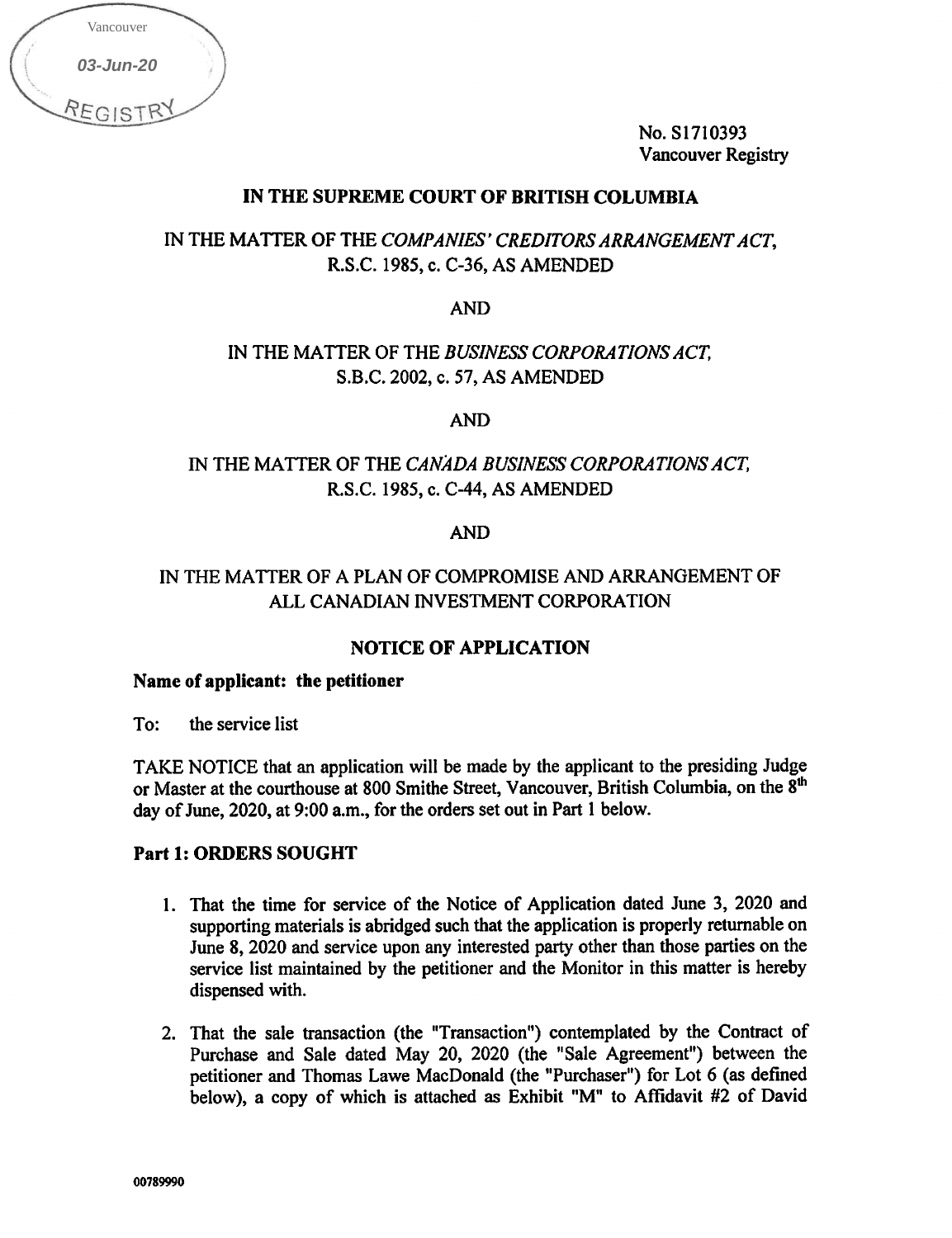Vancouver

03-Jun-20

REGISTRY

No. S1710393
Vancouver Registry

**IN THE SUPREME COURT OF BRITISH COLUMBIA**

IN THE MATTER OF THE *COMPANIES' CREDITORS ARRANGEMENT ACT*, R.S.C. 1985, c. C-36, AS AMENDED

AND

IN THE MATTER OF THE *BUSINESS CORPORATIONS ACT*, S.B.C. 2002, c. 57, AS AMENDED

AND

IN THE MATTER OF THE *CANADA BUSINESS CORPORATIONS ACT*, R.S.C. 1985, c. C-44, AS AMENDED

AND

IN THE MATTER OF A PLAN OF COMPROMISE AND ARRANGEMENT OF ALL CANADIAN INVESTMENT CORPORATION

**NOTICE OF APPLICATION**

**Name of applicant: the petitioner**

To: the service list

TAKE NOTICE that an application will be made by the applicant to the presiding Judge or Master at the courthouse at 800 Smithe Street, Vancouver, British Columbia, on the 8th day of June, 2020, at 9:00 a.m., for the orders set out in Part 1 below.

**Part 1: ORDERS SOUGHT**

1. That the time for service of the Notice of Application dated June 3, 2020 and supporting materials is abridged such that the application is properly returnable on June 8, 2020 and service upon any interested party other than those parties on the service list maintained by the petitioner and the Monitor in this matter is hereby dispensed with.

2. That the sale transaction (the "Transaction") contemplated by the Contract of Purchase and Sale dated May 20, 2020 (the "Sale Agreement") between the petitioner and Thomas Lawe MacDonald (the "Purchaser") for Lot 6 (as defined below), a copy of which is attached as Exhibit "M" to Affidavit #2 of David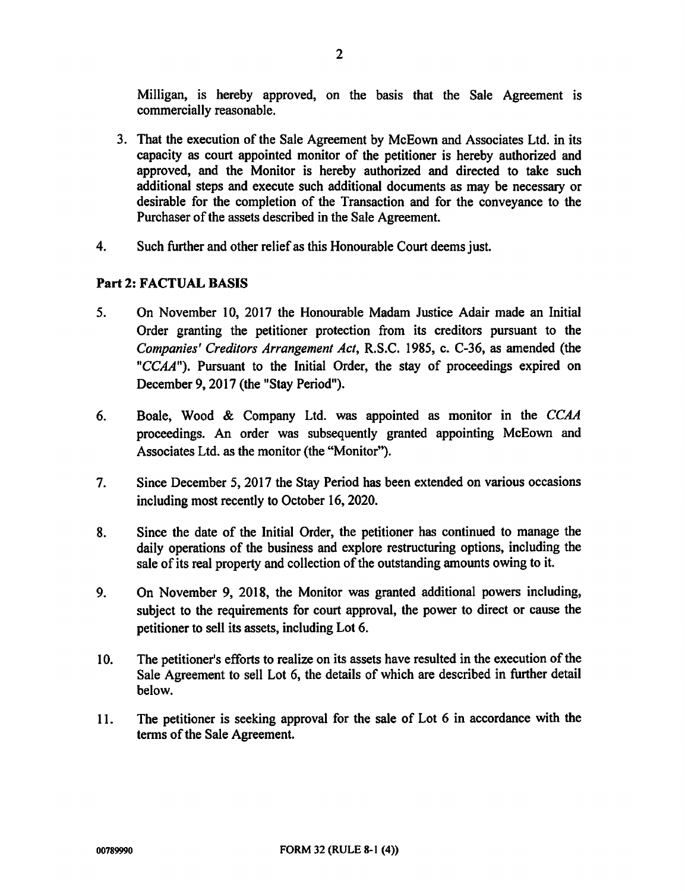Milligan, is hereby approved, on the basis that the Sale Agreement is commercially reasonable.

3. That the execution of the Sale Agreement by McEown and Associates Ltd. in its capacity as court appointed monitor of the petitioner is hereby authorized and approved, and the Monitor is hereby authorized and directed to take such additional steps and execute such additional documents as may be necessary or desirable for the completion of the Transaction and for the conveyance to the Purchaser of the assets described in the Sale Agreement.

4. Such further and other relief as this Honourable Court deems just.

**Part 2: FACTUAL BASIS**

5. On November 10, 2017 the Honourable Madam Justice Adair made an Initial Order granting the petitioner protection from its creditors pursuant to the *Companies' Creditors Arrangement Act*, R.S.C. 1985, c. C-36, as amended (the "*CCAA*"). Pursuant to the Initial Order, the stay of proceedings expired on December 9, 2017 (the "Stay Period").

6. Boale, Wood & Company Ltd. was appointed as monitor in the *CCAA* proceedings. An order was subsequently granted appointing McEown and Associates Ltd. as the monitor (the "Monitor").

7. Since December 5, 2017 the Stay Period has been extended on various occasions including most recently to October 16, 2020.

8. Since the date of the Initial Order, the petitioner has continued to manage the daily operations of the business and explore restructuring options, including the sale of its real property and collection of the outstanding amounts owing to it.

9. On November 9, 2018, the Monitor was granted additional powers including, subject to the requirements for court approval, the power to direct or cause the petitioner to sell its assets, including Lot 6.

10. The petitioner's efforts to realize on its assets have resulted in the execution of the Sale Agreement to sell Lot 6, the details of which are described in further detail below.

11. The petitioner is seeking approval for the sale of Lot 6 in accordance with the terms of the Sale Agreement.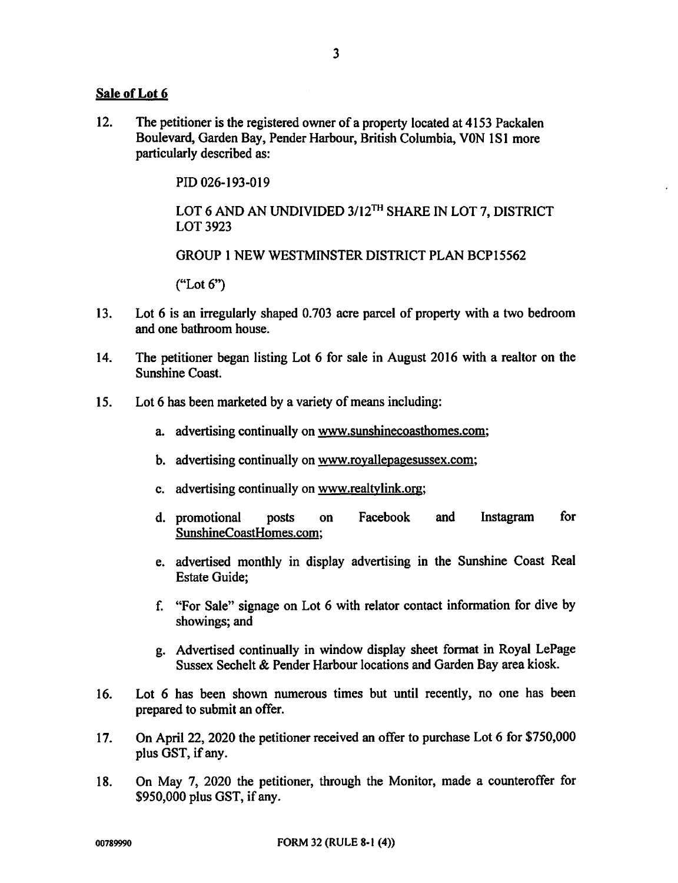**Sale of Lot 6**

12. The petitioner is the registered owner of a property located at 4153 Packalen Boulevard, Garden Bay, Pender Harbour, British Columbia, V0N 1S1 more particularly described as:

    PID 026-193-019

    LOT 6 AND AN UNDIVIDED 3/12TH SHARE IN LOT 7, DISTRICT LOT 3923

    GROUP 1 NEW WESTMINSTER DISTRICT PLAN BCP15562

    ("Lot 6")

13. Lot 6 is an irregularly shaped 0.703 acre parcel of property with a two bedroom and one bathroom house.

14. The petitioner began listing Lot 6 for sale in August 2016 with a realtor on the Sunshine Coast.

15. Lot 6 has been marketed by a variety of means including:

    a. advertising continually on www.sunshinecoasthomes.com;

    b. advertising continually on www.royallepagesussex.com;

    c. advertising continually on www.realtylink.org;

    d. promotional posts on Facebook and Instagram for SunshineCoastHomes.com;

    e. advertised monthly in display advertising in the Sunshine Coast Real Estate Guide;

    f. "For Sale" signage on Lot 6 with relator contact information for dive by showings; and

    g. Advertised continually in window display sheet format in Royal LePage Sussex Sechelt & Pender Harbour locations and Garden Bay area kiosk.

16. Lot 6 has been shown numerous times but until recently, no one has been prepared to submit an offer.

17. On April 22, 2020 the petitioner received an offer to purchase Lot 6 for $750,000 plus GST, if any.

18. On May 7, 2020 the petitioner, through the Monitor, made a counteroffer for $950,000 plus GST, if any.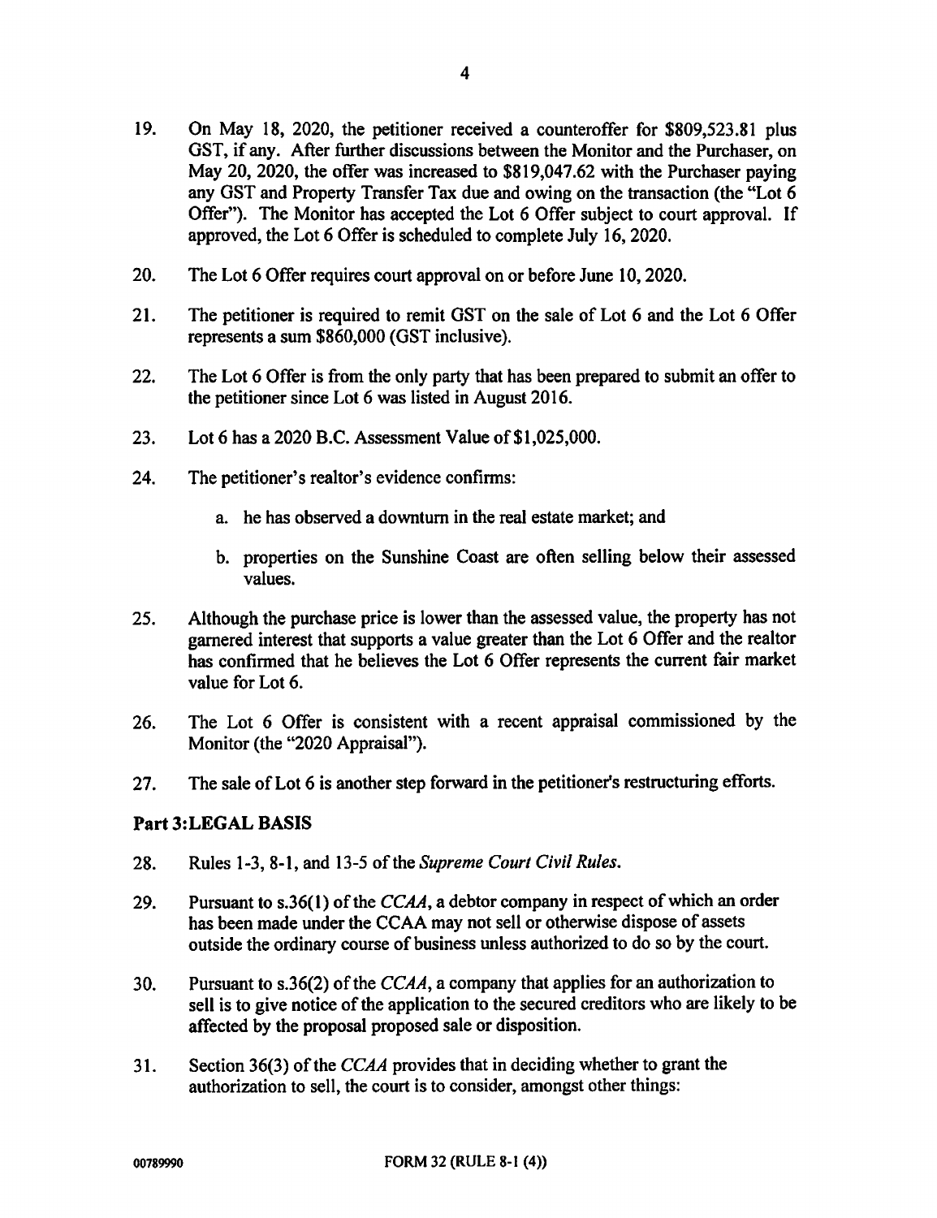19. On May 18, 2020, the petitioner received a counteroffer for $809,523.81 plus GST, if any. After further discussions between the Monitor and the Purchaser, on May 20, 2020, the offer was increased to $819,047.62 with the Purchaser paying any GST and Property Transfer Tax due and owing on the transaction (the "Lot 6 Offer"). The Monitor has accepted the Lot 6 Offer subject to court approval. If approved, the Lot 6 Offer is scheduled to complete July 16, 2020.

20. The Lot 6 Offer requires court approval on or before June 10, 2020.

21. The petitioner is required to remit GST on the sale of Lot 6 and the Lot 6 Offer represents a sum $860,000 (GST inclusive).

22. The Lot 6 Offer is from the only party that has been prepared to submit an offer to the petitioner since Lot 6 was listed in August 2016.

23. Lot 6 has a 2020 B.C. Assessment Value of $1,025,000.

24. The petitioner's realtor's evidence confirms:

    a. he has observed a downturn in the real estate market; and

    b. properties on the Sunshine Coast are often selling below their assessed values.

25. Although the purchase price is lower than the assessed value, the property has not garnered interest that supports a value greater than the Lot 6 Offer and the realtor has confirmed that he believes the Lot 6 Offer represents the current fair market value for Lot 6.

26. The Lot 6 Offer is consistent with a recent appraisal commissioned by the Monitor (the "2020 Appraisal").

27. The sale of Lot 6 is another step forward in the petitioner's restructuring efforts.

## Part 3: LEGAL BASIS

28. Rules 1-3, 8-1, and 13-5 of the *Supreme Court Civil Rules*.

29. Pursuant to s.36(1) of the *CCAA*, a debtor company in respect of which an order has been made under the CCAA may not sell or otherwise dispose of assets outside the ordinary course of business unless authorized to do so by the court.

30. Pursuant to s.36(2) of the *CCAA*, a company that applies for an authorization to sell is to give notice of the application to the secured creditors who are likely to be affected by the proposal proposed sale or disposition.

31. Section 36(3) of the *CCAA* provides that in deciding whether to grant the authorization to sell, the court is to consider, amongst other things: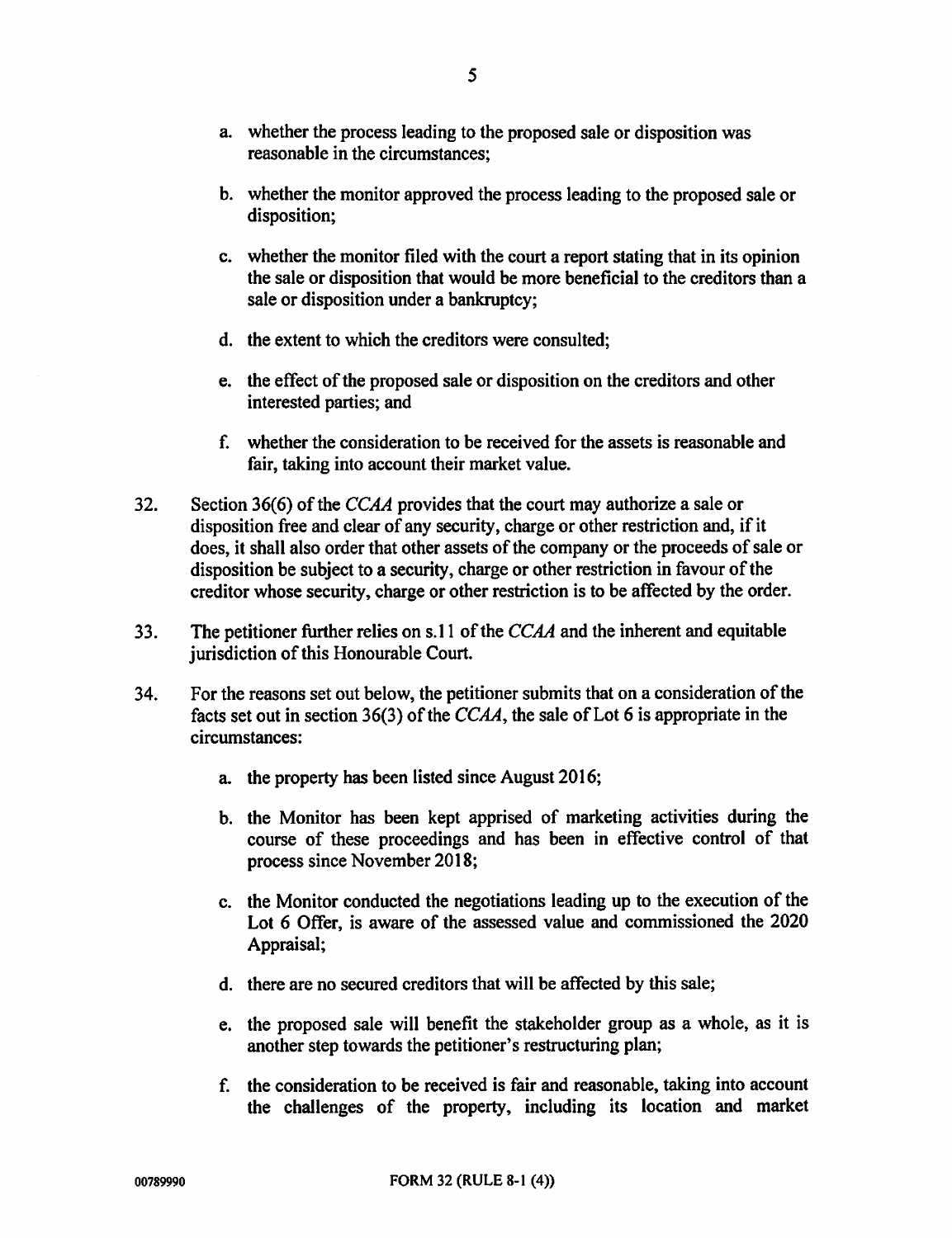a. whether the process leading to the proposed sale or disposition was reasonable in the circumstances;

b. whether the monitor approved the process leading to the proposed sale or disposition;

c. whether the monitor filed with the court a report stating that in its opinion the sale or disposition that would be more beneficial to the creditors than a sale or disposition under a bankruptcy;

d. the extent to which the creditors were consulted;

e. the effect of the proposed sale or disposition on the creditors and other interested parties; and

f. whether the consideration to be received for the assets is reasonable and fair, taking into account their market value.

32. Section 36(6) of the *CCAA* provides that the court may authorize a sale or disposition free and clear of any security, charge or other restriction and, if it does, it shall also order that other assets of the company or the proceeds of sale or disposition be subject to a security, charge or other restriction in favour of the creditor whose security, charge or other restriction is to be affected by the order.

33. The petitioner further relies on s.11 of the *CCAA* and the inherent and equitable jurisdiction of this Honourable Court.

34. For the reasons set out below, the petitioner submits that on a consideration of the facts set out in section 36(3) of the *CCAA*, the sale of Lot 6 is appropriate in the circumstances:

a. the property has been listed since August 2016;

b. the Monitor has been kept apprised of marketing activities during the course of these proceedings and has been in effective control of that process since November 2018;

c. the Monitor conducted the negotiations leading up to the execution of the Lot 6 Offer, is aware of the assessed value and commissioned the 2020 Appraisal;

d. there are no secured creditors that will be affected by this sale;

e. the proposed sale will benefit the stakeholder group as a whole, as it is another step towards the petitioner's restructuring plan;

f. the consideration to be received is fair and reasonable, taking into account the challenges of the property, including its location and market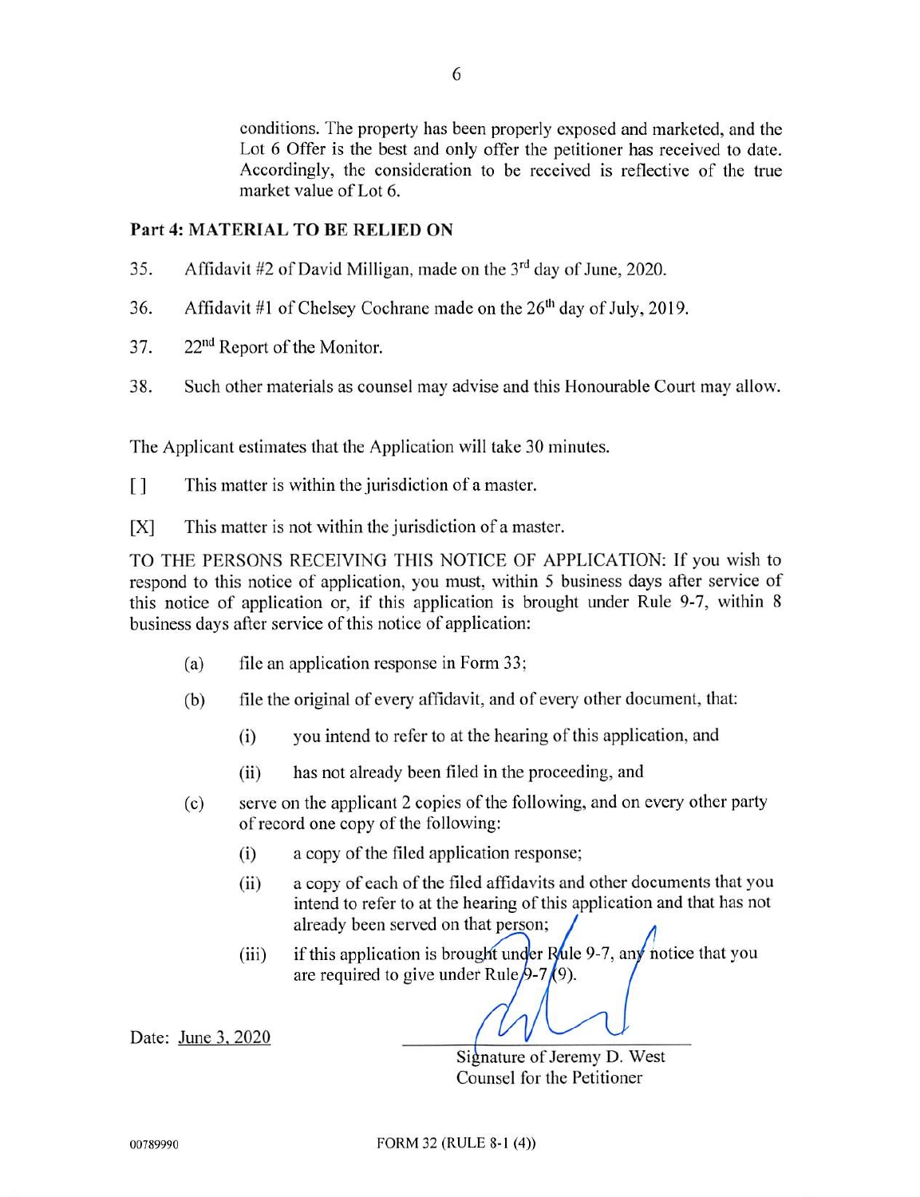conditions. The property has been properly exposed and marketed, and the Lot 6 Offer is the best and only offer the petitioner has received to date. Accordingly, the consideration to be received is reflective of the true market value of Lot 6.

**Part 4: MATERIAL TO BE RELIED ON**

35. Affidavit #2 of David Milligan, made on the 3rd day of June, 2020.

36. Affidavit #1 of Chelsey Cochrane made on the 26th day of July, 2019.

37. 22nd Report of the Monitor.

38. Such other materials as counsel may advise and this Honourable Court may allow.

The Applicant estimates that the Application will take 30 minutes.

[ ] This matter is within the jurisdiction of a master.

[X] This matter is not within the jurisdiction of a master.

TO THE PERSONS RECEIVING THIS NOTICE OF APPLICATION: If you wish to respond to this notice of application, you must, within 5 business days after service of this notice of application or, if this application is brought under Rule 9-7, within 8 business days after service of this notice of application:

(a) file an application response in Form 33;

(b) file the original of every affidavit, and of every other document, that:

 (i) you intend to refer to at the hearing of this application, and

 (ii) has not already been filed in the proceeding, and

(c) serve on the applicant 2 copies of the following, and on every other party of record one copy of the following:

 (i) a copy of the filed application response;

 (ii) a copy of each of the filed affidavits and other documents that you intend to refer to at the hearing of this application and that has not already been served on that person;

 (iii) if this application is brought under Rule 9-7, any notice that you are required to give under Rule 9-7(9).

Date: June 3, 2020

Signature of Jeremy D. West
Counsel for the Petitioner

00789990

FORM 32 (RULE 8-1 (4))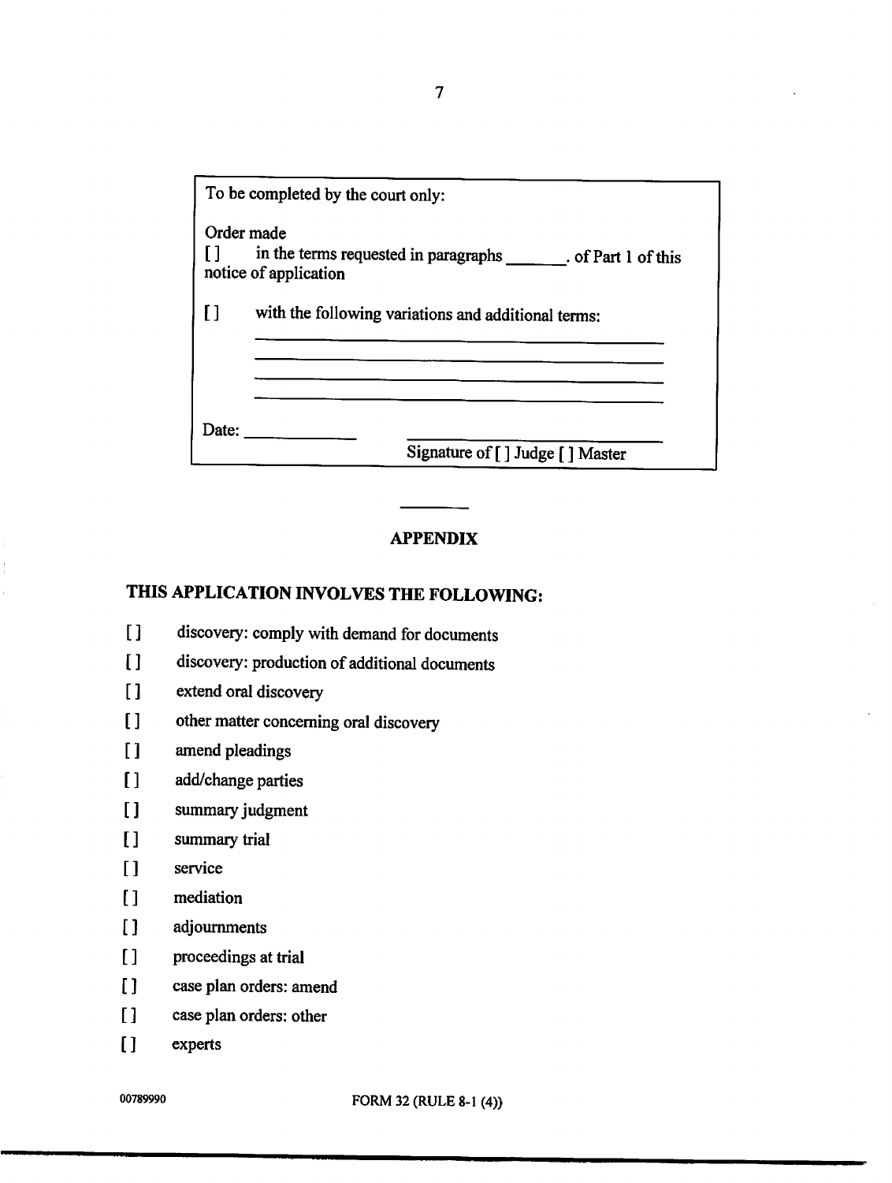To be completed by the court only:

Order made
[ ] in the terms requested in paragraphs _______. of Part 1 of this notice of application

[ ] with the following variations and additional terms:

_______________________________________________

_______________________________________________

_______________________________________________

_______________________________________________

Date: ____________

_______________________________
Signature of [ ] Judge [ ] Master

---

## APPENDIX

## THIS APPLICATION INVOLVES THE FOLLOWING:

[ ] discovery: comply with demand for documents

[ ] discovery: production of additional documents

[ ] extend oral discovery

[ ] other matter concerning oral discovery

[ ] amend pleadings

[ ] add/change parties

[ ] summary judgment

[ ] summary trial

[ ] service

[ ] mediation

[ ] adjournments

[ ] proceedings at trial

[ ] case plan orders: amend

[ ] case plan orders: other

[ ] experts

00789990

FORM 32 (RULE 8-1 (4))